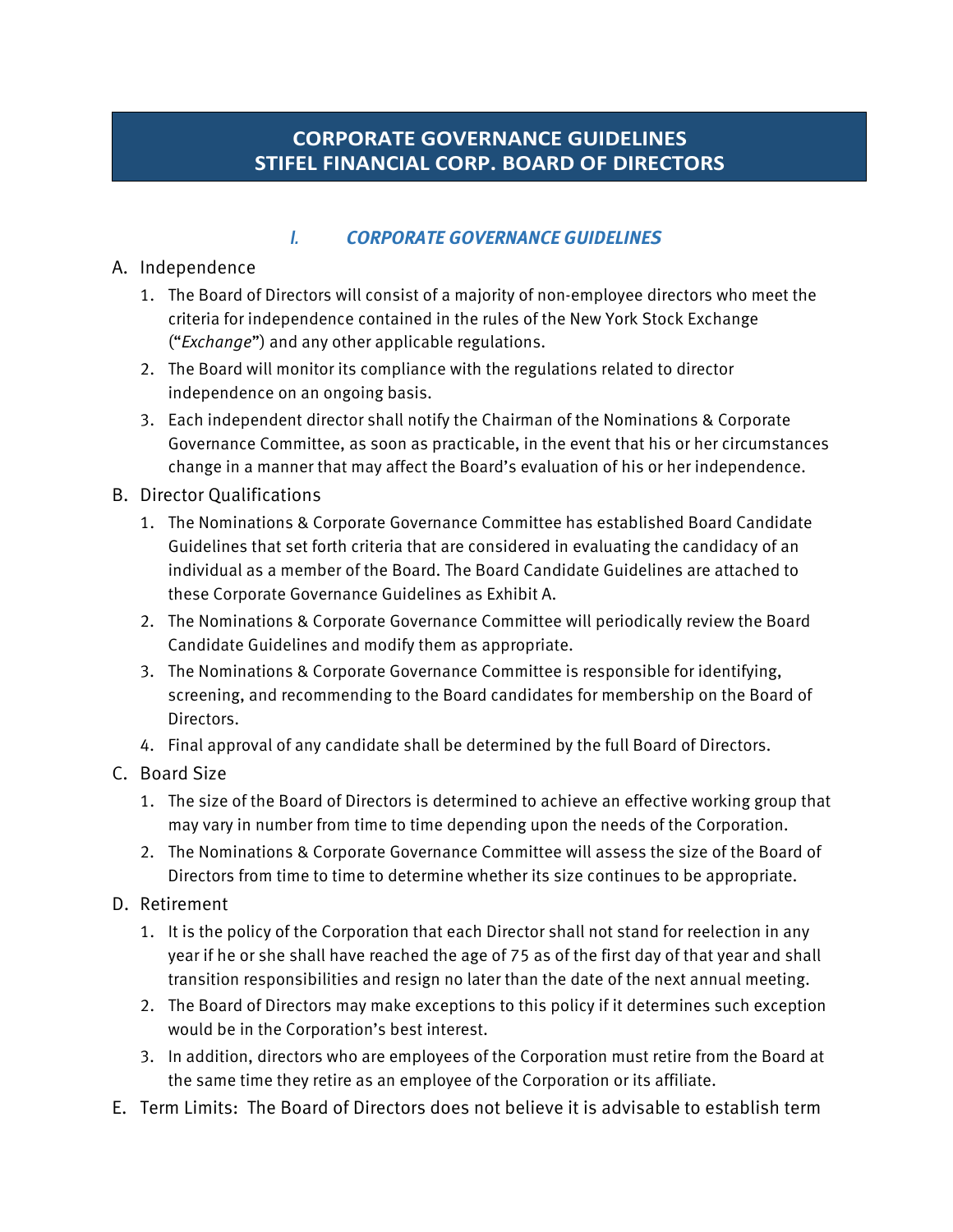# CORPORATE GOVERNANCE GUIDELINES
# STIFEL FINANCIAL CORP. BOARD OF DIRECTORS

## *I. CORPORATE GOVERNANCE GUIDELINES*

A. Independence

1. The Board of Directors will consist of a majority of non-employee directors who meet the criteria for independence contained in the rules of the New York Stock Exchange ("*Exchange*") and any other applicable regulations.
2. The Board will monitor its compliance with the regulations related to director independence on an ongoing basis.
3. Each independent director shall notify the Chairman of the Nominations & Corporate Governance Committee, as soon as practicable, in the event that his or her circumstances change in a manner that may affect the Board's evaluation of his or her independence.

B. Director Qualifications

1. The Nominations & Corporate Governance Committee has established Board Candidate Guidelines that set forth criteria that are considered in evaluating the candidacy of an individual as a member of the Board. The Board Candidate Guidelines are attached to these Corporate Governance Guidelines as Exhibit A.
2. The Nominations & Corporate Governance Committee will periodically review the Board Candidate Guidelines and modify them as appropriate.
3. The Nominations & Corporate Governance Committee is responsible for identifying, screening, and recommending to the Board candidates for membership on the Board of Directors.
4. Final approval of any candidate shall be determined by the full Board of Directors.

C. Board Size

1. The size of the Board of Directors is determined to achieve an effective working group that may vary in number from time to time depending upon the needs of the Corporation.
2. The Nominations & Corporate Governance Committee will assess the size of the Board of Directors from time to time to determine whether its size continues to be appropriate.

D. Retirement

1. It is the policy of the Corporation that each Director shall not stand for reelection in any year if he or she shall have reached the age of 75 as of the first day of that year and shall transition responsibilities and resign no later than the date of the next annual meeting.
2. The Board of Directors may make exceptions to this policy if it determines such exception would be in the Corporation's best interest.
3. In addition, directors who are employees of the Corporation must retire from the Board at the same time they retire as an employee of the Corporation or its affiliate.

E. Term Limits: The Board of Directors does not believe it is advisable to establish term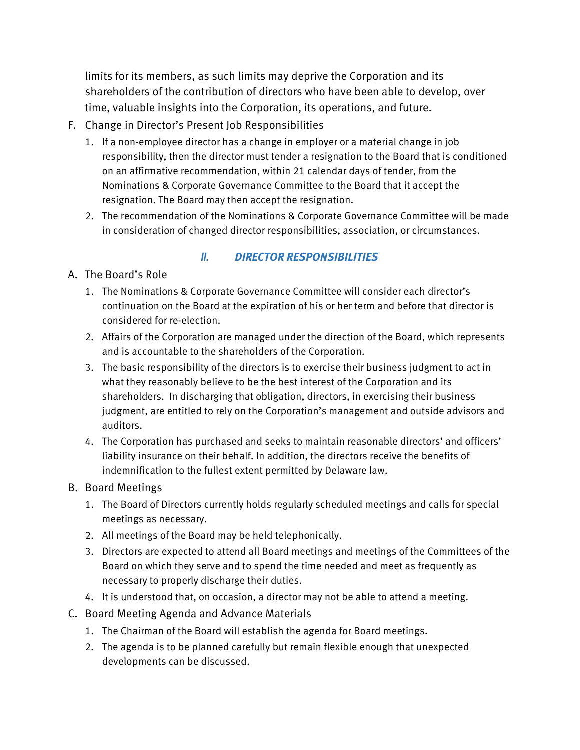limits for its members, as such limits may deprive the Corporation and its shareholders of the contribution of directors who have been able to develop, over time, valuable insights into the Corporation, its operations, and future.

F. Change in Director's Present Job Responsibilities

1. If a non-employee director has a change in employer or a material change in job responsibility, then the director must tender a resignation to the Board that is conditioned on an affirmative recommendation, within 21 calendar days of tender, from the Nominations & Corporate Governance Committee to the Board that it accept the resignation. The Board may then accept the resignation.
2. The recommendation of the Nominations & Corporate Governance Committee will be made in consideration of changed director responsibilities, association, or circumstances.

## *II. DIRECTOR RESPONSIBILITIES*

A. The Board's Role

1. The Nominations & Corporate Governance Committee will consider each director's continuation on the Board at the expiration of his or her term and before that director is considered for re-election.
2. Affairs of the Corporation are managed under the direction of the Board, which represents and is accountable to the shareholders of the Corporation.
3. The basic responsibility of the directors is to exercise their business judgment to act in what they reasonably believe to be the best interest of the Corporation and its shareholders. In discharging that obligation, directors, in exercising their business judgment, are entitled to rely on the Corporation's management and outside advisors and auditors.
4. The Corporation has purchased and seeks to maintain reasonable directors' and officers' liability insurance on their behalf. In addition, the directors receive the benefits of indemnification to the fullest extent permitted by Delaware law.

B. Board Meetings

1. The Board of Directors currently holds regularly scheduled meetings and calls for special meetings as necessary.
2. All meetings of the Board may be held telephonically.
3. Directors are expected to attend all Board meetings and meetings of the Committees of the Board on which they serve and to spend the time needed and meet as frequently as necessary to properly discharge their duties.
4. It is understood that, on occasion, a director may not be able to attend a meeting.

C. Board Meeting Agenda and Advance Materials

1. The Chairman of the Board will establish the agenda for Board meetings.
2. The agenda is to be planned carefully but remain flexible enough that unexpected developments can be discussed.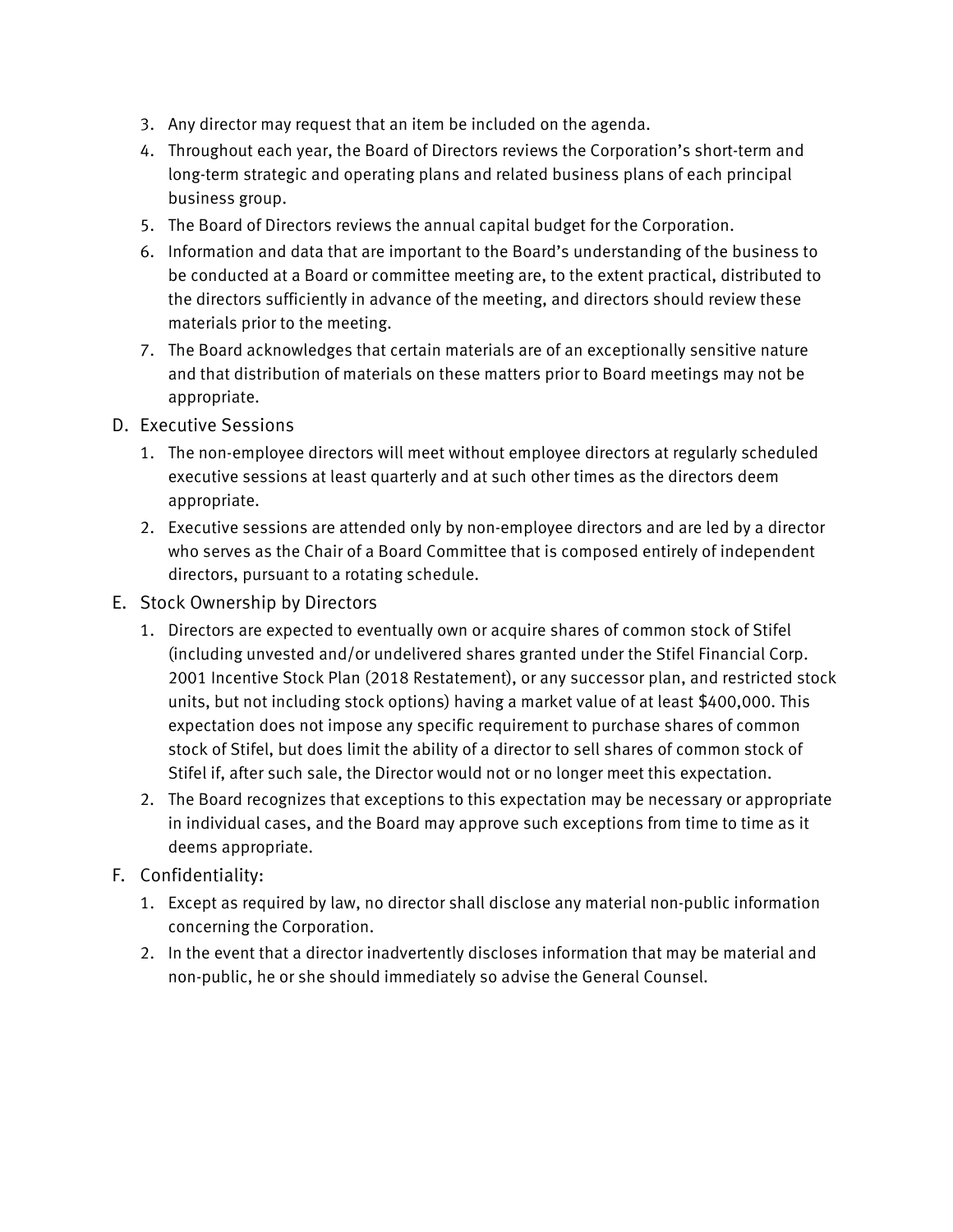3. Any director may request that an item be included on the agenda.
4. Throughout each year, the Board of Directors reviews the Corporation's short-term and long-term strategic and operating plans and related business plans of each principal business group.
5. The Board of Directors reviews the annual capital budget for the Corporation.
6. Information and data that are important to the Board's understanding of the business to be conducted at a Board or committee meeting are, to the extent practical, distributed to the directors sufficiently in advance of the meeting, and directors should review these materials prior to the meeting.
7. The Board acknowledges that certain materials are of an exceptionally sensitive nature and that distribution of materials on these matters prior to Board meetings may not be appropriate.

D. Executive Sessions

1. The non-employee directors will meet without employee directors at regularly scheduled executive sessions at least quarterly and at such other times as the directors deem appropriate.
2. Executive sessions are attended only by non-employee directors and are led by a director who serves as the Chair of a Board Committee that is composed entirely of independent directors, pursuant to a rotating schedule.

E. Stock Ownership by Directors

1. Directors are expected to eventually own or acquire shares of common stock of Stifel (including unvested and/or undelivered shares granted under the Stifel Financial Corp. 2001 Incentive Stock Plan (2018 Restatement), or any successor plan, and restricted stock units, but not including stock options) having a market value of at least $400,000. This expectation does not impose any specific requirement to purchase shares of common stock of Stifel, but does limit the ability of a director to sell shares of common stock of Stifel if, after such sale, the Director would not or no longer meet this expectation.
2. The Board recognizes that exceptions to this expectation may be necessary or appropriate in individual cases, and the Board may approve such exceptions from time to time as it deems appropriate.

F. Confidentiality:

1. Except as required by law, no director shall disclose any material non-public information concerning the Corporation.
2. In the event that a director inadvertently discloses information that may be material and non-public, he or she should immediately so advise the General Counsel.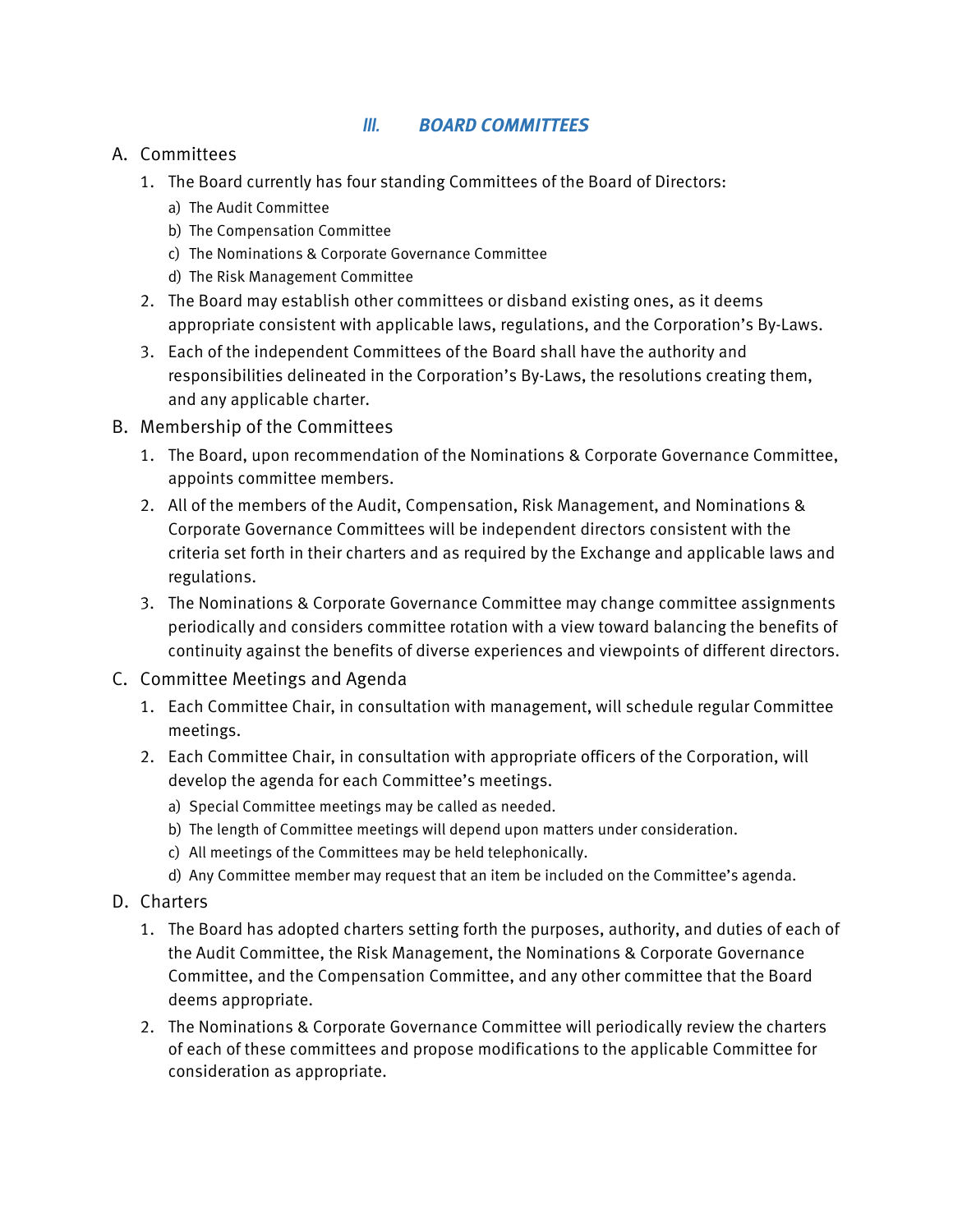## III. BOARD COMMITTEES

A. Committees

1. The Board currently has four standing Committees of the Board of Directors:
   a) The Audit Committee
   b) The Compensation Committee
   c) The Nominations & Corporate Governance Committee
   d) The Risk Management Committee
2. The Board may establish other committees or disband existing ones, as it deems appropriate consistent with applicable laws, regulations, and the Corporation's By-Laws.
3. Each of the independent Committees of the Board shall have the authority and responsibilities delineated in the Corporation's By-Laws, the resolutions creating them, and any applicable charter.

B. Membership of the Committees

1. The Board, upon recommendation of the Nominations & Corporate Governance Committee, appoints committee members.
2. All of the members of the Audit, Compensation, Risk Management, and Nominations & Corporate Governance Committees will be independent directors consistent with the criteria set forth in their charters and as required by the Exchange and applicable laws and regulations.
3. The Nominations & Corporate Governance Committee may change committee assignments periodically and considers committee rotation with a view toward balancing the benefits of continuity against the benefits of diverse experiences and viewpoints of different directors.

C. Committee Meetings and Agenda

1. Each Committee Chair, in consultation with management, will schedule regular Committee meetings.
2. Each Committee Chair, in consultation with appropriate officers of the Corporation, will develop the agenda for each Committee's meetings.
   a) Special Committee meetings may be called as needed.
   b) The length of Committee meetings will depend upon matters under consideration.
   c) All meetings of the Committees may be held telephonically.
   d) Any Committee member may request that an item be included on the Committee's agenda.

D. Charters

1. The Board has adopted charters setting forth the purposes, authority, and duties of each of the Audit Committee, the Risk Management, the Nominations & Corporate Governance Committee, and the Compensation Committee, and any other committee that the Board deems appropriate.
2. The Nominations & Corporate Governance Committee will periodically review the charters of each of these committees and propose modifications to the applicable Committee for consideration as appropriate.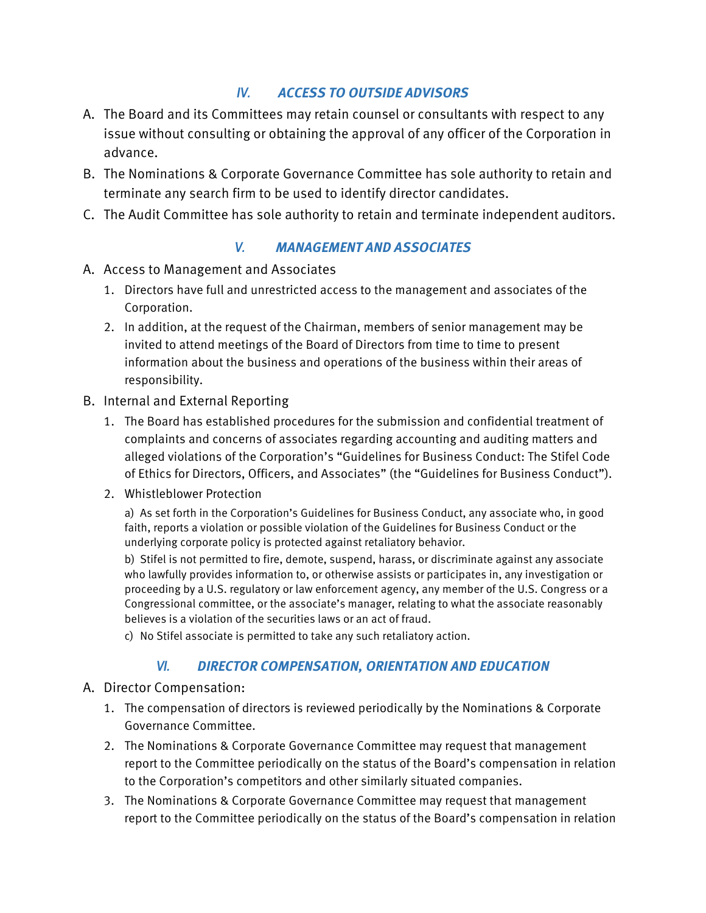## *IV. ACCESS TO OUTSIDE ADVISORS*

A. The Board and its Committees may retain counsel or consultants with respect to any issue without consulting or obtaining the approval of any officer of the Corporation in advance.

B. The Nominations & Corporate Governance Committee has sole authority to retain and terminate any search firm to be used to identify director candidates.

C. The Audit Committee has sole authority to retain and terminate independent auditors.

## *V. MANAGEMENT AND ASSOCIATES*

A. Access to Management and Associates

1. Directors have full and unrestricted access to the management and associates of the Corporation.
2. In addition, at the request of the Chairman, members of senior management may be invited to attend meetings of the Board of Directors from time to time to present information about the business and operations of the business within their areas of responsibility.

B. Internal and External Reporting

1. The Board has established procedures for the submission and confidential treatment of complaints and concerns of associates regarding accounting and auditing matters and alleged violations of the Corporation's "Guidelines for Business Conduct: The Stifel Code of Ethics for Directors, Officers, and Associates" (the "Guidelines for Business Conduct").
2. Whistleblower Protection

   a) As set forth in the Corporation's Guidelines for Business Conduct, any associate who, in good faith, reports a violation or possible violation of the Guidelines for Business Conduct or the underlying corporate policy is protected against retaliatory behavior.

   b) Stifel is not permitted to fire, demote, suspend, harass, or discriminate against any associate who lawfully provides information to, or otherwise assists or participates in, any investigation or proceeding by a U.S. regulatory or law enforcement agency, any member of the U.S. Congress or a Congressional committee, or the associate's manager, relating to what the associate reasonably believes is a violation of the securities laws or an act of fraud.

   c) No Stifel associate is permitted to take any such retaliatory action.

## *VI. DIRECTOR COMPENSATION, ORIENTATION AND EDUCATION*

A. Director Compensation:

1. The compensation of directors is reviewed periodically by the Nominations & Corporate Governance Committee.
2. The Nominations & Corporate Governance Committee may request that management report to the Committee periodically on the status of the Board's compensation in relation to the Corporation's competitors and other similarly situated companies.
3. The Nominations & Corporate Governance Committee may request that management report to the Committee periodically on the status of the Board's compensation in relation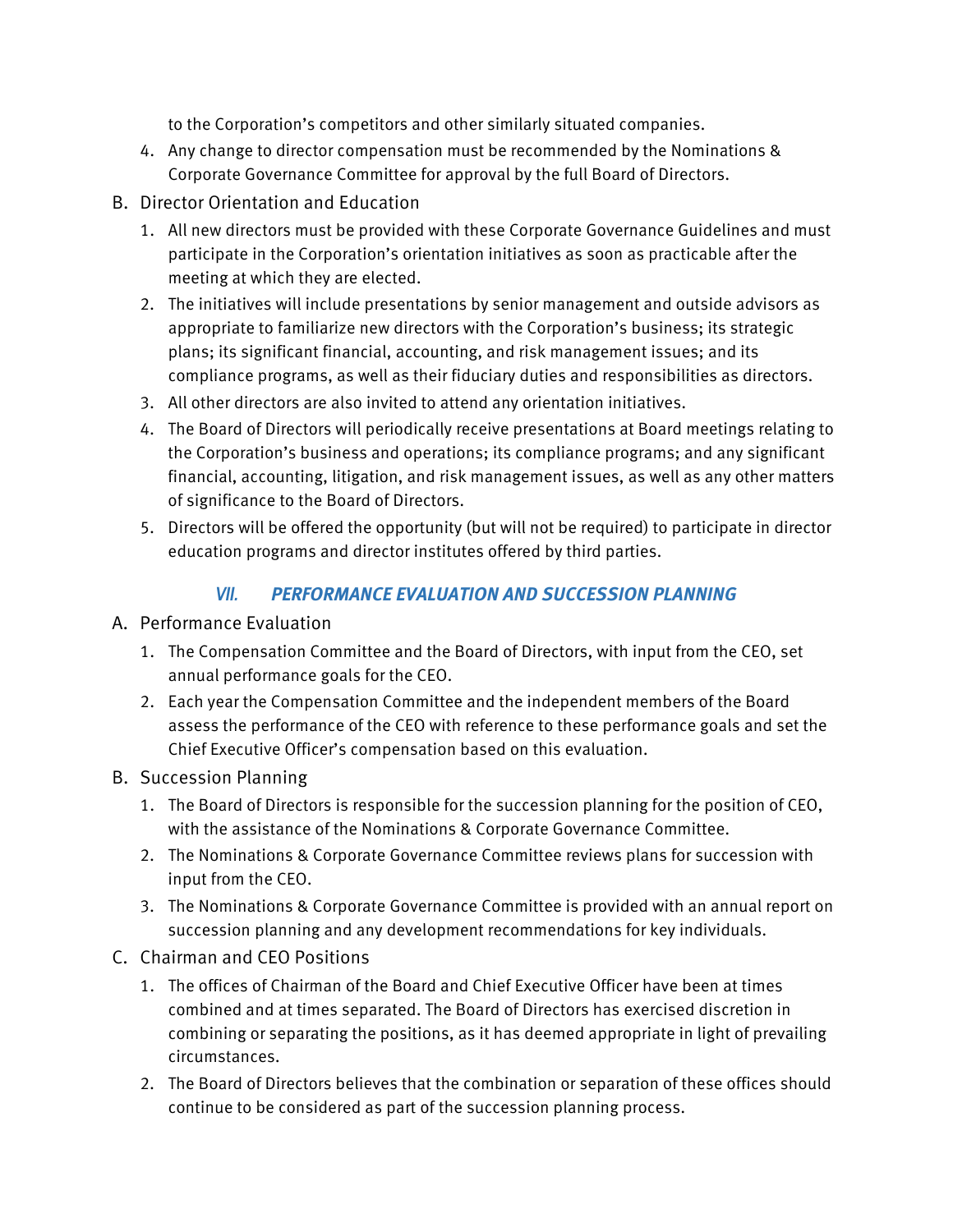to the Corporation's competitors and other similarly situated companies.

4. Any change to director compensation must be recommended by the Nominations & Corporate Governance Committee for approval by the full Board of Directors.

B. Director Orientation and Education

1. All new directors must be provided with these Corporate Governance Guidelines and must participate in the Corporation's orientation initiatives as soon as practicable after the meeting at which they are elected.
2. The initiatives will include presentations by senior management and outside advisors as appropriate to familiarize new directors with the Corporation's business; its strategic plans; its significant financial, accounting, and risk management issues; and its compliance programs, as well as their fiduciary duties and responsibilities as directors.
3. All other directors are also invited to attend any orientation initiatives.
4. The Board of Directors will periodically receive presentations at Board meetings relating to the Corporation's business and operations; its compliance programs; and any significant financial, accounting, litigation, and risk management issues, as well as any other matters of significance to the Board of Directors.
5. Directors will be offered the opportunity (but will not be required) to participate in director education programs and director institutes offered by third parties.

## *VII. PERFORMANCE EVALUATION AND SUCCESSION PLANNING*

A. Performance Evaluation

1. The Compensation Committee and the Board of Directors, with input from the CEO, set annual performance goals for the CEO.
2. Each year the Compensation Committee and the independent members of the Board assess the performance of the CEO with reference to these performance goals and set the Chief Executive Officer's compensation based on this evaluation.

B. Succession Planning

1. The Board of Directors is responsible for the succession planning for the position of CEO, with the assistance of the Nominations & Corporate Governance Committee.
2. The Nominations & Corporate Governance Committee reviews plans for succession with input from the CEO.
3. The Nominations & Corporate Governance Committee is provided with an annual report on succession planning and any development recommendations for key individuals.

C. Chairman and CEO Positions

1. The offices of Chairman of the Board and Chief Executive Officer have been at times combined and at times separated. The Board of Directors has exercised discretion in combining or separating the positions, as it has deemed appropriate in light of prevailing circumstances.
2. The Board of Directors believes that the combination or separation of these offices should continue to be considered as part of the succession planning process.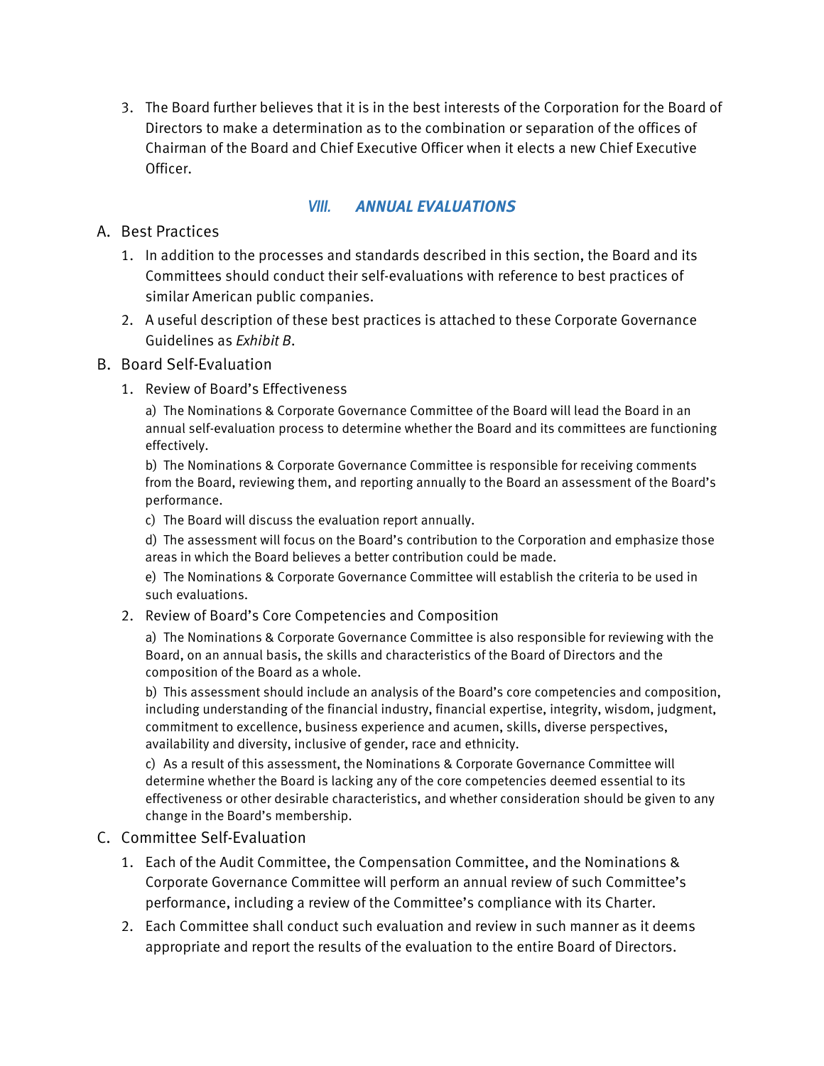3. The Board further believes that it is in the best interests of the Corporation for the Board of Directors to make a determination as to the combination or separation of the offices of Chairman of the Board and Chief Executive Officer when it elects a new Chief Executive Officer.

## *VIII. ANNUAL EVALUATIONS*

A. Best Practices

1. In addition to the processes and standards described in this section, the Board and its Committees should conduct their self-evaluations with reference to best practices of similar American public companies.
2. A useful description of these best practices is attached to these Corporate Governance Guidelines as *Exhibit B*.

B. Board Self-Evaluation

1. Review of Board's Effectiveness

   a) The Nominations & Corporate Governance Committee of the Board will lead the Board in an annual self-evaluation process to determine whether the Board and its committees are functioning effectively.

   b) The Nominations & Corporate Governance Committee is responsible for receiving comments from the Board, reviewing them, and reporting annually to the Board an assessment of the Board's performance.

   c) The Board will discuss the evaluation report annually.

   d) The assessment will focus on the Board's contribution to the Corporation and emphasize those areas in which the Board believes a better contribution could be made.

   e) The Nominations & Corporate Governance Committee will establish the criteria to be used in such evaluations.

2. Review of Board's Core Competencies and Composition

   a) The Nominations & Corporate Governance Committee is also responsible for reviewing with the Board, on an annual basis, the skills and characteristics of the Board of Directors and the composition of the Board as a whole.

   b) This assessment should include an analysis of the Board's core competencies and composition, including understanding of the financial industry, financial expertise, integrity, wisdom, judgment, commitment to excellence, business experience and acumen, skills, diverse perspectives, availability and diversity, inclusive of gender, race and ethnicity.

   c) As a result of this assessment, the Nominations & Corporate Governance Committee will determine whether the Board is lacking any of the core competencies deemed essential to its effectiveness or other desirable characteristics, and whether consideration should be given to any change in the Board's membership.

C. Committee Self-Evaluation

1. Each of the Audit Committee, the Compensation Committee, and the Nominations & Corporate Governance Committee will perform an annual review of such Committee's performance, including a review of the Committee's compliance with its Charter.
2. Each Committee shall conduct such evaluation and review in such manner as it deems appropriate and report the results of the evaluation to the entire Board of Directors.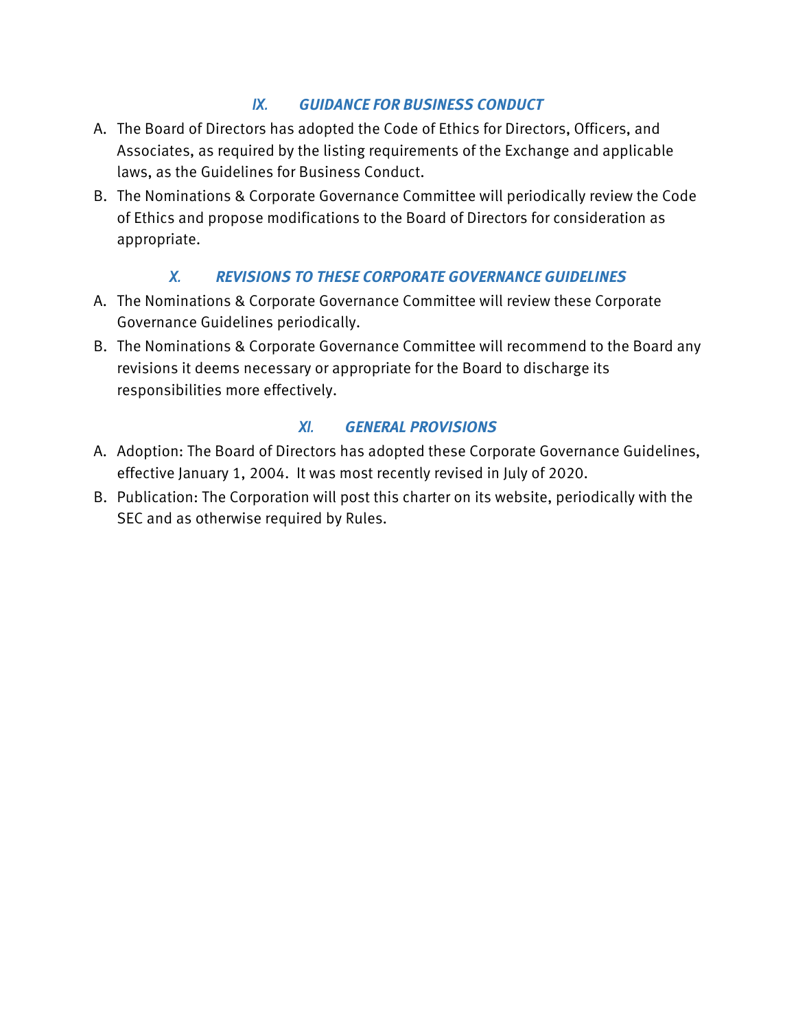## *IX. GUIDANCE FOR BUSINESS CONDUCT*

A. The Board of Directors has adopted the Code of Ethics for Directors, Officers, and Associates, as required by the listing requirements of the Exchange and applicable laws, as the Guidelines for Business Conduct.

B. The Nominations & Corporate Governance Committee will periodically review the Code of Ethics and propose modifications to the Board of Directors for consideration as appropriate.

## *X. REVISIONS TO THESE CORPORATE GOVERNANCE GUIDELINES*

A. The Nominations & Corporate Governance Committee will review these Corporate Governance Guidelines periodically.

B. The Nominations & Corporate Governance Committee will recommend to the Board any revisions it deems necessary or appropriate for the Board to discharge its responsibilities more effectively.

## *XI. GENERAL PROVISIONS*

A. Adoption: The Board of Directors has adopted these Corporate Governance Guidelines, effective January 1, 2004. It was most recently revised in July of 2020.

B. Publication: The Corporation will post this charter on its website, periodically with the SEC and as otherwise required by Rules.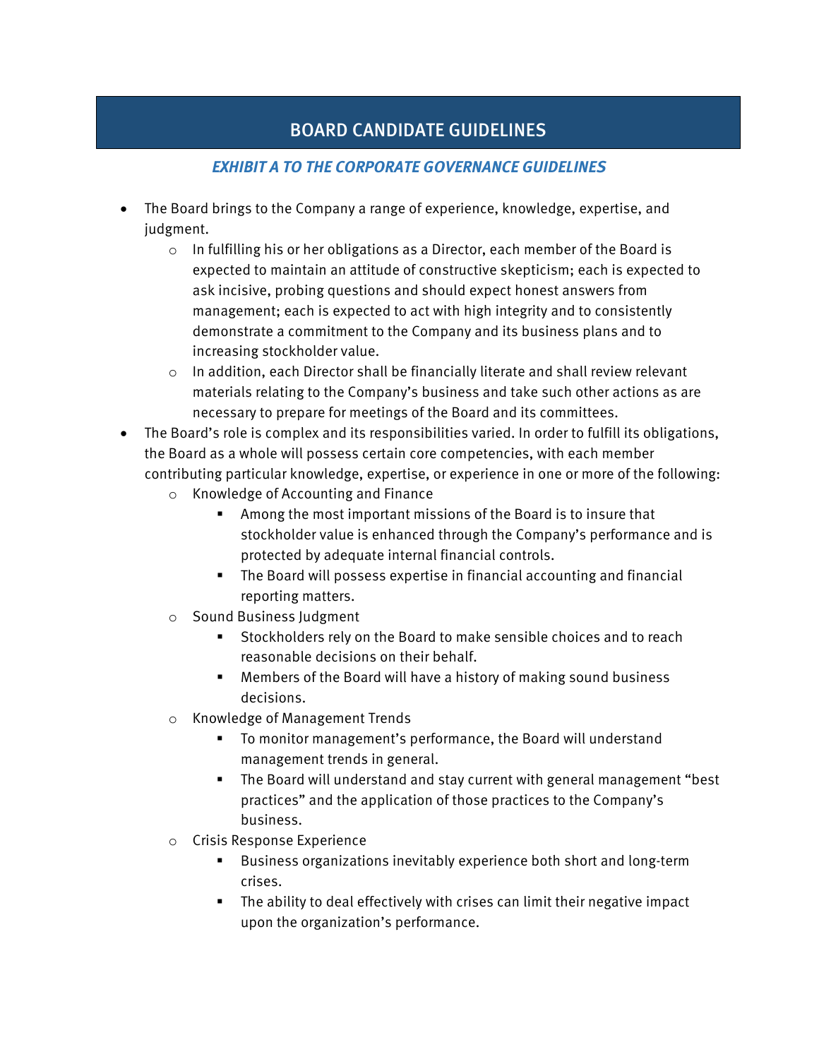# BOARD CANDIDATE GUIDELINES

***EXHIBIT A TO THE CORPORATE GOVERNANCE GUIDELINES***

- The Board brings to the Company a range of experience, knowledge, expertise, and judgment.
    - In fulfilling his or her obligations as a Director, each member of the Board is expected to maintain an attitude of constructive skepticism; each is expected to ask incisive, probing questions and should expect honest answers from management; each is expected to act with high integrity and to consistently demonstrate a commitment to the Company and its business plans and to increasing stockholder value.
    - In addition, each Director shall be financially literate and shall review relevant materials relating to the Company's business and take such other actions as are necessary to prepare for meetings of the Board and its committees.
- The Board's role is complex and its responsibilities varied. In order to fulfill its obligations, the Board as a whole will possess certain core competencies, with each member contributing particular knowledge, expertise, or experience in one or more of the following:
    - Knowledge of Accounting and Finance
        - Among the most important missions of the Board is to insure that stockholder value is enhanced through the Company's performance and is protected by adequate internal financial controls.
        - The Board will possess expertise in financial accounting and financial reporting matters.
    - Sound Business Judgment
        - Stockholders rely on the Board to make sensible choices and to reach reasonable decisions on their behalf.
        - Members of the Board will have a history of making sound business decisions.
    - Knowledge of Management Trends
        - To monitor management's performance, the Board will understand management trends in general.
        - The Board will understand and stay current with general management "best practices" and the application of those practices to the Company's business.
    - Crisis Response Experience
        - Business organizations inevitably experience both short and long-term crises.
        - The ability to deal effectively with crises can limit their negative impact upon the organization's performance.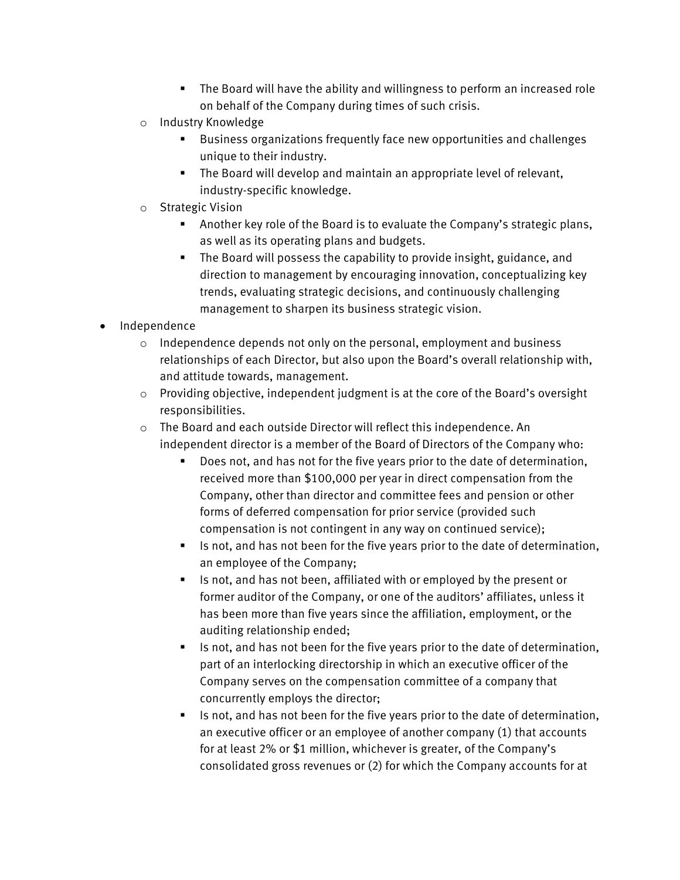- The Board will have the ability and willingness to perform an increased role on behalf of the Company during times of such crisis.
    - Industry Knowledge
        - Business organizations frequently face new opportunities and challenges unique to their industry.
        - The Board will develop and maintain an appropriate level of relevant, industry-specific knowledge.
    - Strategic Vision
        - Another key role of the Board is to evaluate the Company's strategic plans, as well as its operating plans and budgets.
        - The Board will possess the capability to provide insight, guidance, and direction to management by encouraging innovation, conceptualizing key trends, evaluating strategic decisions, and continuously challenging management to sharpen its business strategic vision.
- Independence
    - Independence depends not only on the personal, employment and business relationships of each Director, but also upon the Board's overall relationship with, and attitude towards, management.
    - Providing objective, independent judgment is at the core of the Board's oversight responsibilities.
    - The Board and each outside Director will reflect this independence. An independent director is a member of the Board of Directors of the Company who:
        - Does not, and has not for the five years prior to the date of determination, received more than $100,000 per year in direct compensation from the Company, other than director and committee fees and pension or other forms of deferred compensation for prior service (provided such compensation is not contingent in any way on continued service);
        - Is not, and has not been for the five years prior to the date of determination, an employee of the Company;
        - Is not, and has not been, affiliated with or employed by the present or former auditor of the Company, or one of the auditors' affiliates, unless it has been more than five years since the affiliation, employment, or the auditing relationship ended;
        - Is not, and has not been for the five years prior to the date of determination, part of an interlocking directorship in which an executive officer of the Company serves on the compensation committee of a company that concurrently employs the director;
        - Is not, and has not been for the five years prior to the date of determination, an executive officer or an employee of another company (1) that accounts for at least 2% or $1 million, whichever is greater, of the Company's consolidated gross revenues or (2) for which the Company accounts for at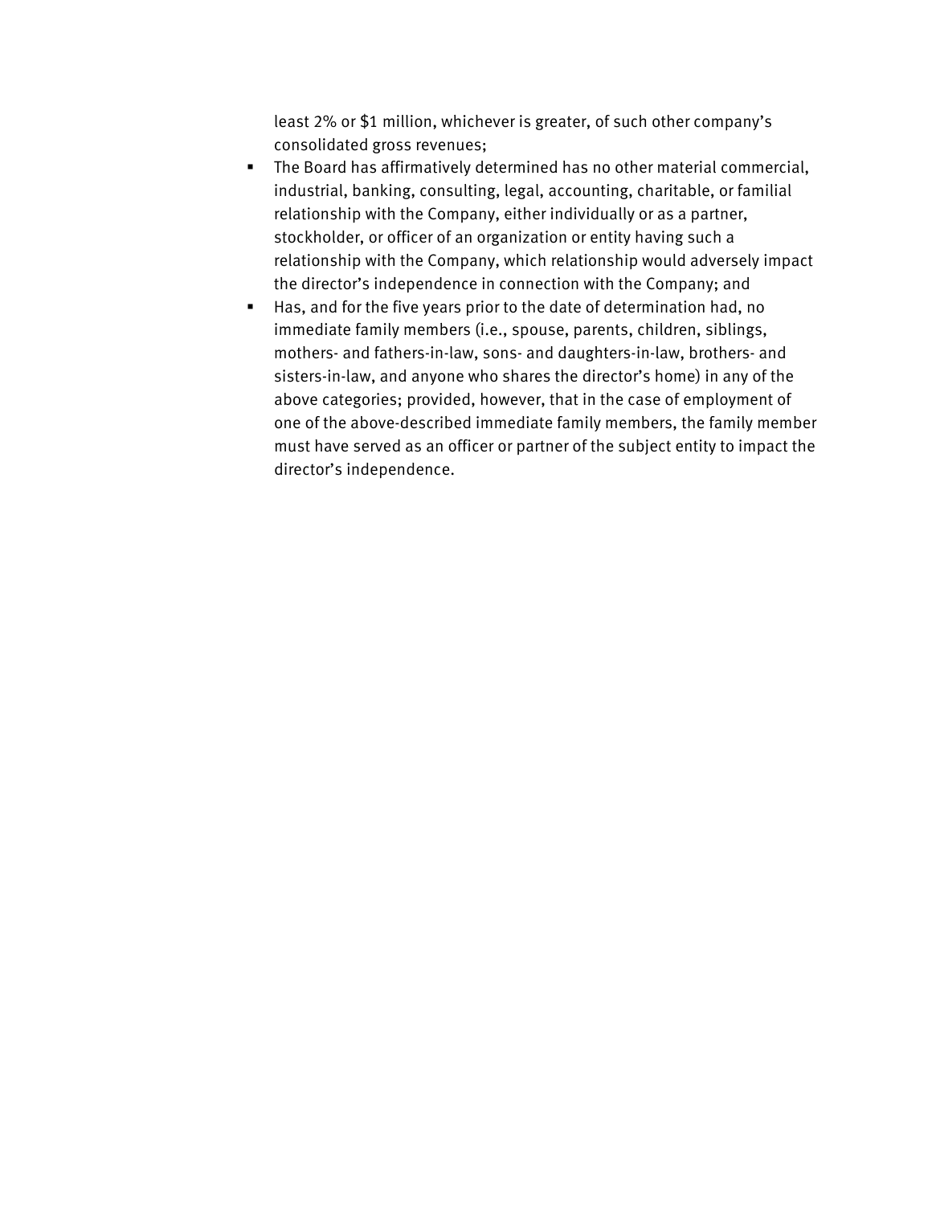least 2% or $1 million, whichever is greater, of such other company's consolidated gross revenues;

- The Board has affirmatively determined has no other material commercial, industrial, banking, consulting, legal, accounting, charitable, or familial relationship with the Company, either individually or as a partner, stockholder, or officer of an organization or entity having such a relationship with the Company, which relationship would adversely impact the director's independence in connection with the Company; and
- Has, and for the five years prior to the date of determination had, no immediate family members (i.e., spouse, parents, children, siblings, mothers- and fathers-in-law, sons- and daughters-in-law, brothers- and sisters-in-law, and anyone who shares the director's home) in any of the above categories; provided, however, that in the case of employment of one of the above-described immediate family members, the family member must have served as an officer or partner of the subject entity to impact the director's independence.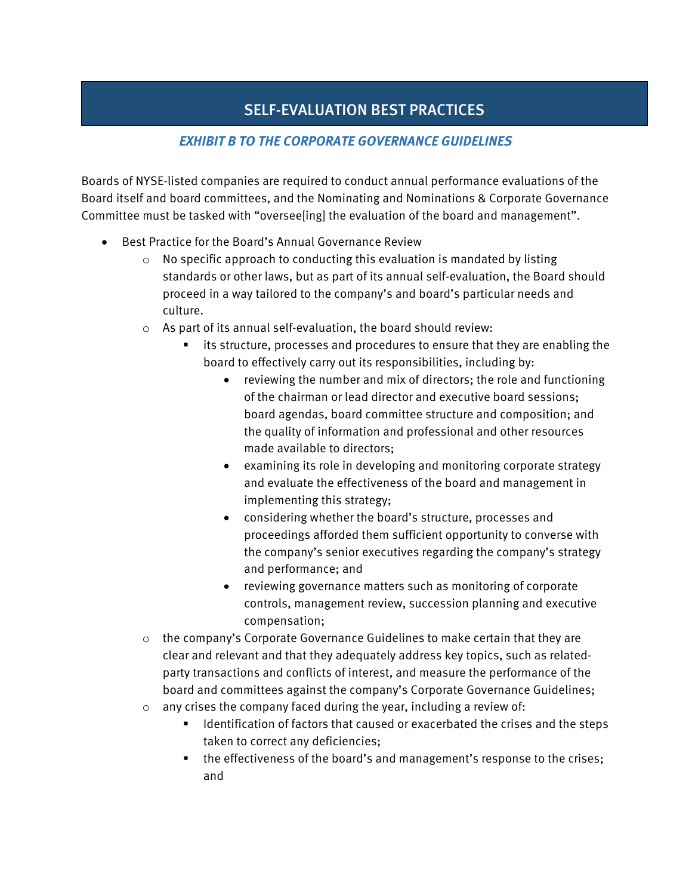# SELF-EVALUATION BEST PRACTICES

***EXHIBIT B TO THE CORPORATE GOVERNANCE GUIDELINES***

Boards of NYSE-listed companies are required to conduct annual performance evaluations of the Board itself and board committees, and the Nominating and Nominations & Corporate Governance Committee must be tasked with "oversee[ing] the evaluation of the board and management".

- Best Practice for the Board's Annual Governance Review
  - No specific approach to conducting this evaluation is mandated by listing standards or other laws, but as part of its annual self-evaluation, the Board should proceed in a way tailored to the company's and board's particular needs and culture.
  - As part of its annual self-evaluation, the board should review:
    - its structure, processes and procedures to ensure that they are enabling the board to effectively carry out its responsibilities, including by:
      - reviewing the number and mix of directors; the role and functioning of the chairman or lead director and executive board sessions; board agendas, board committee structure and composition; and the quality of information and professional and other resources made available to directors;
      - examining its role in developing and monitoring corporate strategy and evaluate the effectiveness of the board and management in implementing this strategy;
      - considering whether the board's structure, processes and proceedings afforded them sufficient opportunity to converse with the company's senior executives regarding the company's strategy and performance; and
      - reviewing governance matters such as monitoring of corporate controls, management review, succession planning and executive compensation;
  - the company's Corporate Governance Guidelines to make certain that they are clear and relevant and that they adequately address key topics, such as related-party transactions and conflicts of interest, and measure the performance of the board and committees against the company's Corporate Governance Guidelines;
  - any crises the company faced during the year, including a review of:
    - Identification of factors that caused or exacerbated the crises and the steps taken to correct any deficiencies;
    - the effectiveness of the board's and management's response to the crises; and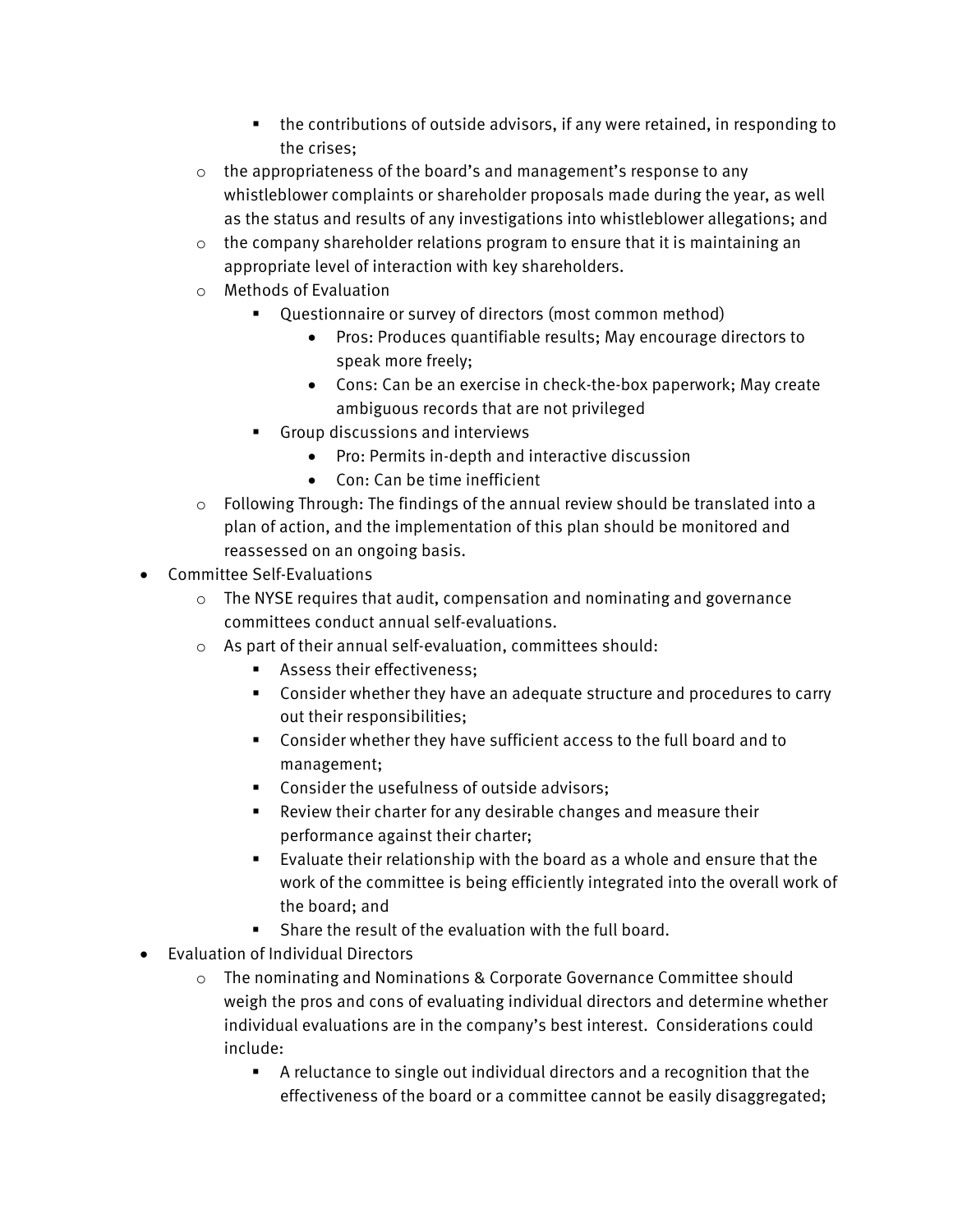- the contributions of outside advisors, if any were retained, in responding to the crises;
    - the appropriateness of the board's and management's response to any whistleblower complaints or shareholder proposals made during the year, as well as the status and results of any investigations into whistleblower allegations; and
    - the company shareholder relations program to ensure that it is maintaining an appropriate level of interaction with key shareholders.
    - Methods of Evaluation
        - Questionnaire or survey of directors (most common method)
            - Pros: Produces quantifiable results; May encourage directors to speak more freely;
            - Cons: Can be an exercise in check-the-box paperwork; May create ambiguous records that are not privileged
        - Group discussions and interviews
            - Pro: Permits in-depth and interactive discussion
            - Con: Can be time inefficient
    - Following Through: The findings of the annual review should be translated into a plan of action, and the implementation of this plan should be monitored and reassessed on an ongoing basis.
- Committee Self-Evaluations
    - The NYSE requires that audit, compensation and nominating and governance committees conduct annual self-evaluations.
    - As part of their annual self-evaluation, committees should:
        - Assess their effectiveness;
        - Consider whether they have an adequate structure and procedures to carry out their responsibilities;
        - Consider whether they have sufficient access to the full board and to management;
        - Consider the usefulness of outside advisors;
        - Review their charter for any desirable changes and measure their performance against their charter;
        - Evaluate their relationship with the board as a whole and ensure that the work of the committee is being efficiently integrated into the overall work of the board; and
        - Share the result of the evaluation with the full board.
- Evaluation of Individual Directors
    - The nominating and Nominations & Corporate Governance Committee should weigh the pros and cons of evaluating individual directors and determine whether individual evaluations are in the company's best interest. Considerations could include:
        - A reluctance to single out individual directors and a recognition that the effectiveness of the board or a committee cannot be easily disaggregated;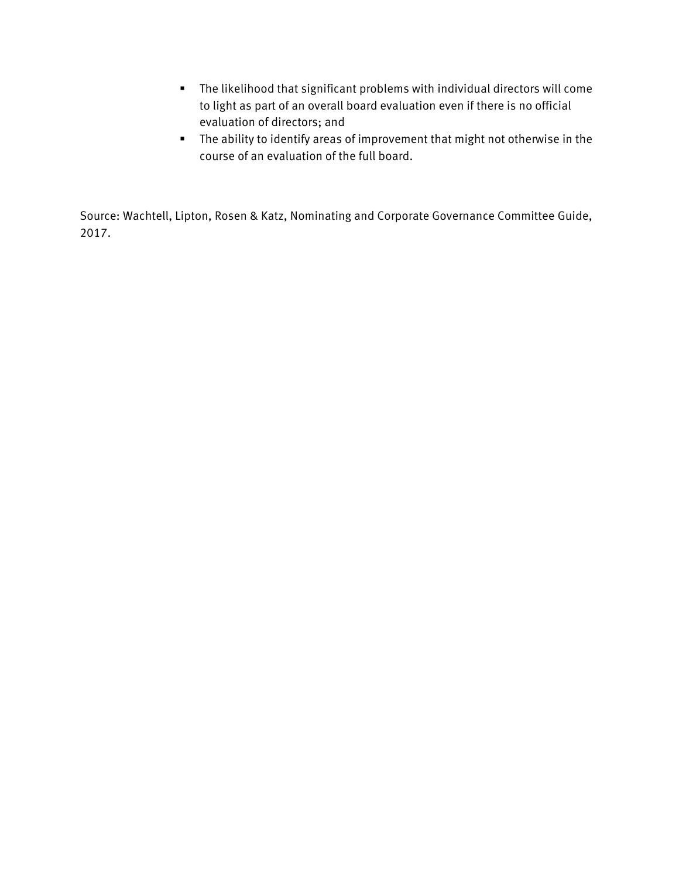- The likelihood that significant problems with individual directors will come to light as part of an overall board evaluation even if there is no official evaluation of directors; and
- The ability to identify areas of improvement that might not otherwise in the course of an evaluation of the full board.

Source: Wachtell, Lipton, Rosen & Katz, Nominating and Corporate Governance Committee Guide, 2017.